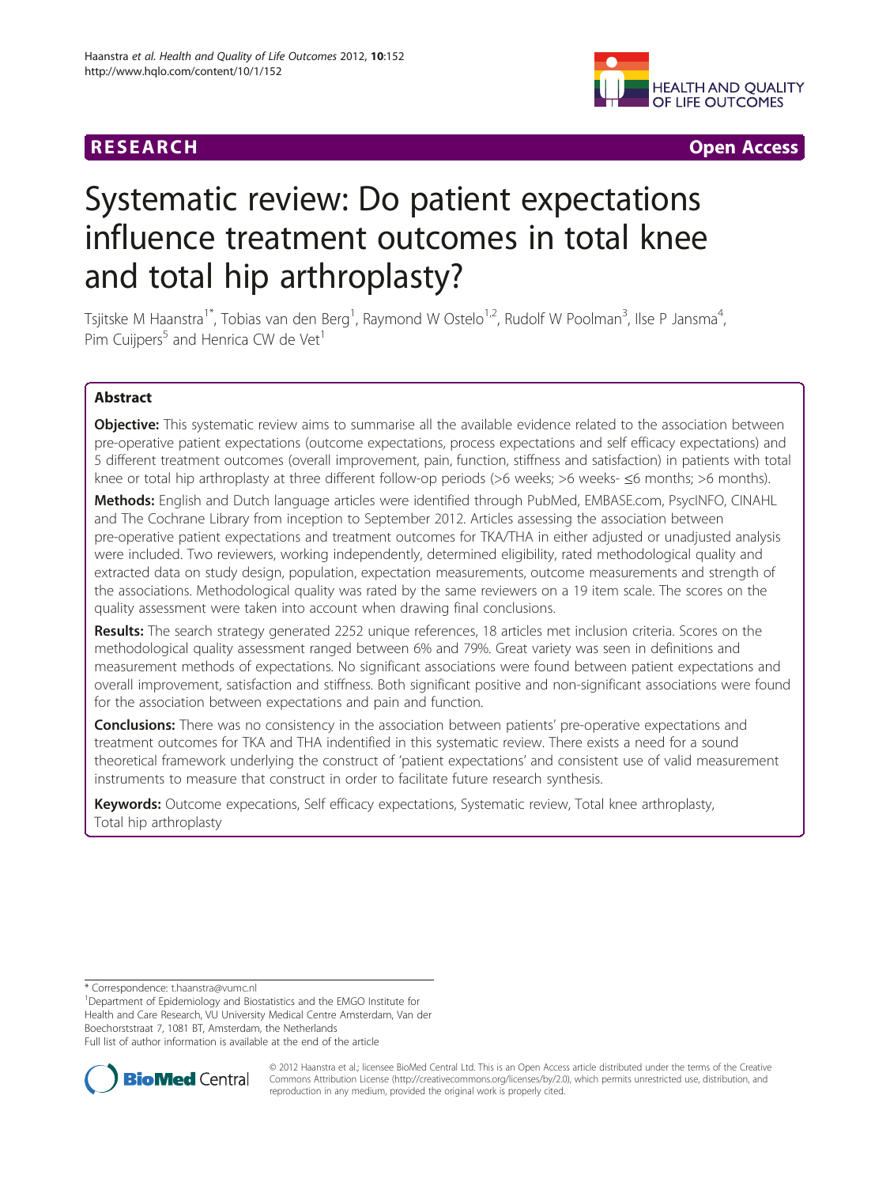RESEARCH Open Access

# Systematic review: Do patient expectations influence treatment outcomes in total knee and total hip arthroplasty?

Tsjitske M Haanstra[1*], Tobias van den Berg[1], Raymond W Ostelo[1,2], Rudolf W Poolman[3], Ilse P Jansma[4], Pim Cuijpers[5] and Henrica CW de Vet[1]

## Abstract

**Objective:** This systematic review aims to summarise all the available evidence related to the association between pre-operative patient expectations (outcome expectations, process expectations and self efficacy expectations) and 5 different treatment outcomes (overall improvement, pain, function, stiffness and satisfaction) in patients with total knee or total hip arthroplasty at three different follow-op periods (>6 weeks; >6 weeks- ≤6 months; >6 months).

**Methods:** English and Dutch language articles were identified through PubMed, EMBASE.com, PsycINFO, CINAHL and The Cochrane Library from inception to September 2012. Articles assessing the association between pre-operative patient expectations and treatment outcomes for TKA/THA in either adjusted or unadjusted analysis were included. Two reviewers, working independently, determined eligibility, rated methodological quality and extracted data on study design, population, expectation measurements, outcome measurements and strength of the associations. Methodological quality was rated by the same reviewers on a 19 item scale. The scores on the quality assessment were taken into account when drawing final conclusions.

**Results:** The search strategy generated 2252 unique references, 18 articles met inclusion criteria. Scores on the methodological quality assessment ranged between 6% and 79%. Great variety was seen in definitions and measurement methods of expectations. No significant associations were found between patient expectations and overall improvement, satisfaction and stiffness. Both significant positive and non-significant associations were found for the association between expectations and pain and function.

**Conclusions:** There was no consistency in the association between patients' pre-operative expectations and treatment outcomes for TKA and THA indentified in this systematic review. There exists a need for a sound theoretical framework underlying the construct of 'patient expectations' and consistent use of valid measurement instruments to measure that construct in order to facilitate future research synthesis.

**Keywords:** Outcome expecations, Self efficacy expectations, Systematic review, Total knee arthroplasty, Total hip arthroplasty

---

* Correspondence: t.haanstra@vumc.nl
[1]Department of Epidemiology and Biostatistics and the EMGO Institute for Health and Care Research, VU University Medical Centre Amsterdam, Van der Boechorststraat 7, 1081 BT, Amsterdam, the Netherlands
Full list of author information is available at the end of the article

© 2012 Haanstra et al.; licensee BioMed Central Ltd. This is an Open Access article distributed under the terms of the Creative Commons Attribution License (http://creativecommons.org/licenses/by/2.0), which permits unrestricted use, distribution, and reproduction in any medium, provided the original work is properly cited.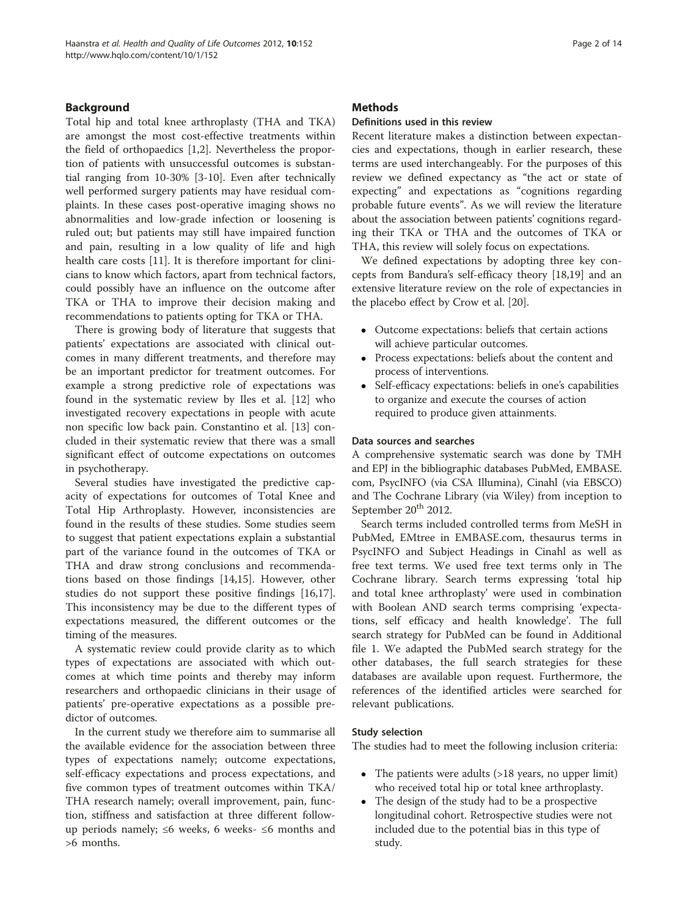## Background

Total hip and total knee arthroplasty (THA and TKA) are amongst the most cost-effective treatments within the field of orthopaedics [1,2]. Nevertheless the proportion of patients with unsuccessful outcomes is substantial ranging from 10-30% [3-10]. Even after technically well performed surgery patients may have residual complaints. In these cases post-operative imaging shows no abnormalities and low-grade infection or loosening is ruled out; but patients may still have impaired function and pain, resulting in a low quality of life and high health care costs [11]. It is therefore important for clinicians to know which factors, apart from technical factors, could possibly have an influence on the outcome after TKA or THA to improve their decision making and recommendations to patients opting for TKA or THA.

There is growing body of literature that suggests that patients' expectations are associated with clinical outcomes in many different treatments, and therefore may be an important predictor for treatment outcomes. For example a strong predictive role of expectations was found in the systematic review by Iles et al. [12] who investigated recovery expectations in people with acute non specific low back pain. Constantino et al. [13] concluded in their systematic review that there was a small significant effect of outcome expectations on outcomes in psychotherapy.

Several studies have investigated the predictive capacity of expectations for outcomes of Total Knee and Total Hip Arthroplasty. However, inconsistencies are found in the results of these studies. Some studies seem to suggest that patient expectations explain a substantial part of the variance found in the outcomes of TKA or THA and draw strong conclusions and recommendations based on those findings [14,15]. However, other studies do not support these positive findings [16,17]. This inconsistency may be due to the different types of expectations measured, the different outcomes or the timing of the measures.

A systematic review could provide clarity as to which types of expectations are associated with which outcomes at which time points and thereby may inform researchers and orthopaedic clinicians in their usage of patients' pre-operative expectations as a possible predictor of outcomes.

In the current study we therefore aim to summarise all the available evidence for the association between three types of expectations namely; outcome expectations, self-efficacy expectations and process expectations, and five common types of treatment outcomes within TKA/THA research namely; overall improvement, pain, function, stiffness and satisfaction at three different follow-up periods namely; ≤6 weeks, 6 weeks- ≤6 months and >6 months.

## Methods

### Definitions used in this review

Recent literature makes a distinction between expectancies and expectations, though in earlier research, these terms are used interchangeably. For the purposes of this review we defined expectancy as "the act or state of expecting" and expectations as "cognitions regarding probable future events". As we will review the literature about the association between patients' cognitions regarding their TKA or THA and the outcomes of TKA or THA, this review will solely focus on expectations.

We defined expectations by adopting three key concepts from Bandura's self-efficacy theory [18,19] and an extensive literature review on the role of expectancies in the placebo effect by Crow et al. [20].

- Outcome expectations: beliefs that certain actions will achieve particular outcomes.
- Process expectations: beliefs about the content and process of interventions.
- Self-efficacy expectations: beliefs in one's capabilities to organize and execute the courses of action required to produce given attainments.

### Data sources and searches

A comprehensive systematic search was done by TMH and EPJ in the bibliographic databases PubMed, EMBASE.com, PsycINFO (via CSA Illumina), Cinahl (via EBSCO) and The Cochrane Library (via Wiley) from inception to September 20th 2012.

Search terms included controlled terms from MeSH in PubMed, EMtree in EMBASE.com, thesaurus terms in PsycINFO and Subject Headings in Cinahl as well as free text terms. We used free text terms only in The Cochrane library. Search terms expressing 'total hip and total knee arthroplasty' were used in combination with Boolean AND search terms comprising 'expectations, self efficacy and health knowledge'. The full search strategy for PubMed can be found in Additional file 1. We adapted the PubMed search strategy for the other databases, the full search strategies for these databases are available upon request. Furthermore, the references of the identified articles were searched for relevant publications.

### Study selection

The studies had to meet the following inclusion criteria:

- The patients were adults (>18 years, no upper limit) who received total hip or total knee arthroplasty.
- The design of the study had to be a prospective longitudinal cohort. Retrospective studies were not included due to the potential bias in this type of study.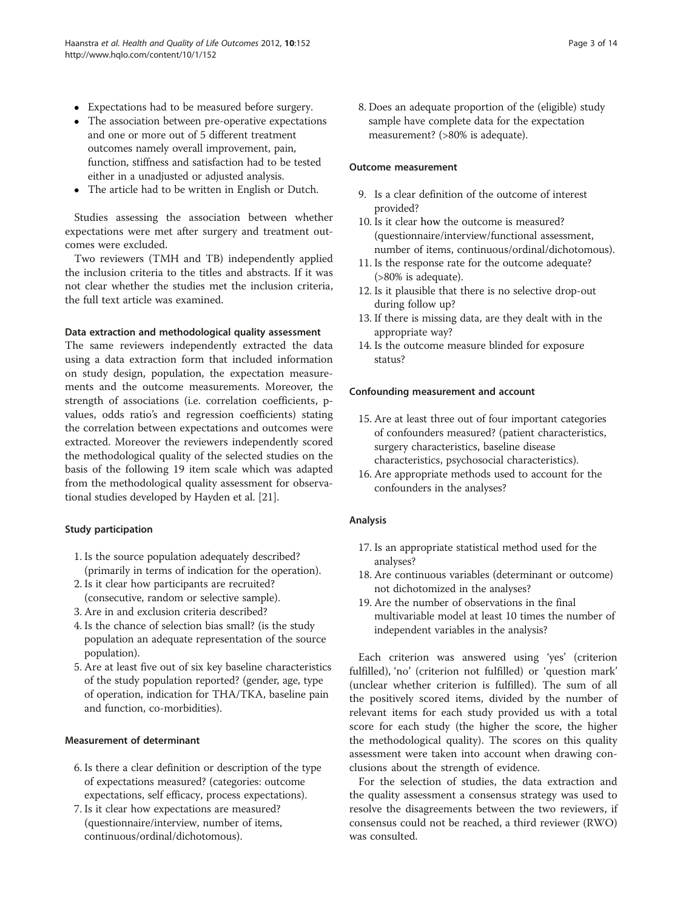- Expectations had to be measured before surgery.
- The association between pre-operative expectations and one or more out of 5 different treatment outcomes namely overall improvement, pain, function, stiffness and satisfaction had to be tested either in a unadjusted or adjusted analysis.
- The article had to be written in English or Dutch.

Studies assessing the association between whether expectations were met after surgery and treatment outcomes were excluded.

Two reviewers (TMH and TB) independently applied the inclusion criteria to the titles and abstracts. If it was not clear whether the studies met the inclusion criteria, the full text article was examined.

### Data extraction and methodological quality assessment

The same reviewers independently extracted the data using a data extraction form that included information on study design, population, the expectation measurements and the outcome measurements. Moreover, the strength of associations (i.e. correlation coefficients, p-values, odds ratio's and regression coefficients) stating the correlation between expectations and outcomes were extracted. Moreover the reviewers independently scored the methodological quality of the selected studies on the basis of the following 19 item scale which was adapted from the methodological quality assessment for observational studies developed by Hayden et al. [21].

#### Study participation

1. Is the source population adequately described? (primarily in terms of indication for the operation).
2. Is it clear how participants are recruited? (consecutive, random or selective sample).
3. Are in and exclusion criteria described?
4. Is the chance of selection bias small? (is the study population an adequate representation of the source population).
5. Are at least five out of six key baseline characteristics of the study population reported? (gender, age, type of operation, indication for THA/TKA, baseline pain and function, co-morbidities).

#### Measurement of determinant

6. Is there a clear definition or description of the type of expectations measured? (categories: outcome expectations, self efficacy, process expectations).
7. Is it clear how expectations are measured? (questionnaire/interview, number of items, continuous/ordinal/dichotomous).
8. Does an adequate proportion of the (eligible) study sample have complete data for the expectation measurement? (>80% is adequate).

#### Outcome measurement

9. Is a clear definition of the outcome of interest provided?
10. Is it clear how the outcome is measured? (questionnaire/interview/functional assessment, number of items, continuous/ordinal/dichotomous).
11. Is the response rate for the outcome adequate? (>80% is adequate).
12. Is it plausible that there is no selective drop-out during follow up?
13. If there is missing data, are they dealt with in the appropriate way?
14. Is the outcome measure blinded for exposure status?

#### Confounding measurement and account

15. Are at least three out of four important categories of confounders measured? (patient characteristics, surgery characteristics, baseline disease characteristics, psychosocial characteristics).
16. Are appropriate methods used to account for the confounders in the analyses?

#### Analysis

17. Is an appropriate statistical method used for the analyses?
18. Are continuous variables (determinant or outcome) not dichotomized in the analyses?
19. Are the number of observations in the final multivariable model at least 10 times the number of independent variables in the analysis?

Each criterion was answered using 'yes' (criterion fulfilled), 'no' (criterion not fulfilled) or 'question mark' (unclear whether criterion is fulfilled). The sum of all the positively scored items, divided by the number of relevant items for each study provided us with a total score for each study (the higher the score, the higher the methodological quality). The scores on this quality assessment were taken into account when drawing conclusions about the strength of evidence.

For the selection of studies, the data extraction and the quality assessment a consensus strategy was used to resolve the disagreements between the two reviewers, if consensus could not be reached, a third reviewer (RWO) was consulted.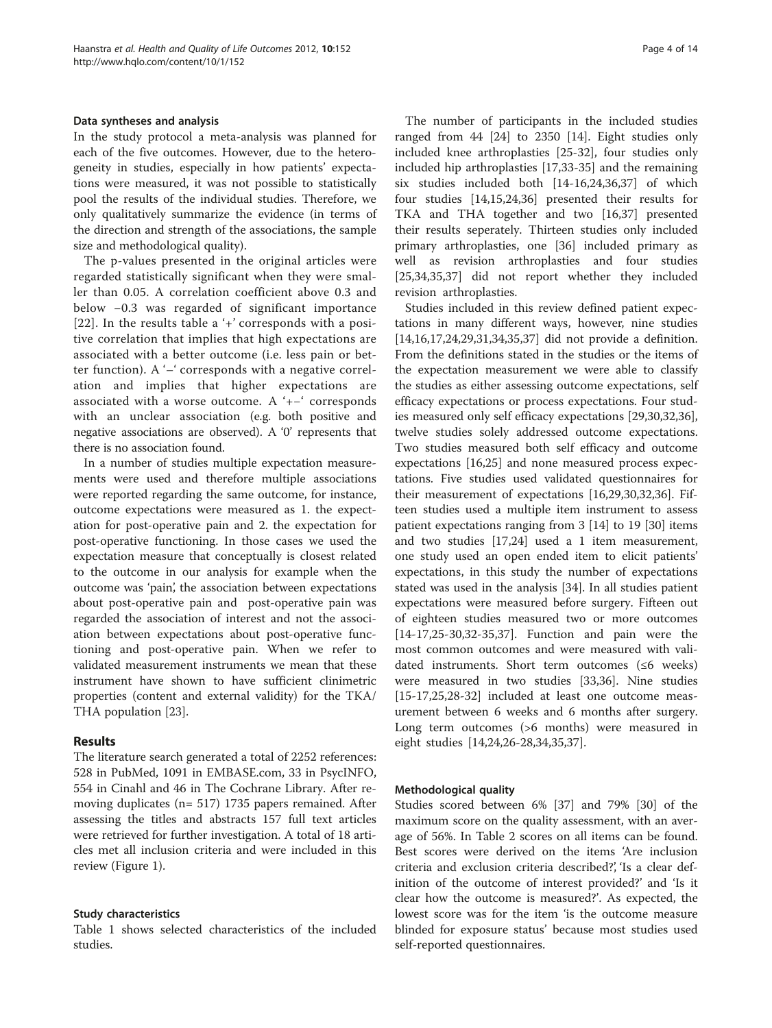### Data syntheses and analysis

In the study protocol a meta-analysis was planned for each of the five outcomes. However, due to the heterogeneity in studies, especially in how patients' expectations were measured, it was not possible to statistically pool the results of the individual studies. Therefore, we only qualitatively summarize the evidence (in terms of the direction and strength of the associations, the sample size and methodological quality).

The p-values presented in the original articles were regarded statistically significant when they were smaller than 0.05. A correlation coefficient above 0.3 and below −0.3 was regarded of significant importance [22]. In the results table a '+' corresponds with a positive correlation that implies that high expectations are associated with a better outcome (i.e. less pain or better function). A '–' corresponds with a negative correlation and implies that higher expectations are associated with a worse outcome. A '+–' corresponds with an unclear association (e.g. both positive and negative associations are observed). A '0' represents that there is no association found.

In a number of studies multiple expectation measurements were used and therefore multiple associations were reported regarding the same outcome, for instance, outcome expectations were measured as 1. the expectation for post-operative pain and 2. the expectation for post-operative functioning. In those cases we used the expectation measure that conceptually is closest related to the outcome in our analysis for example when the outcome was 'pain', the association between expectations about post-operative pain and post-operative pain was regarded the association of interest and not the association between expectations about post-operative functioning and post-operative pain. When we refer to validated measurement instruments we mean that these instrument have shown to have sufficient clinimetric properties (content and external validity) for the TKA/THA population [23].

## Results

The literature search generated a total of 2252 references: 528 in PubMed, 1091 in EMBASE.com, 33 in PsycINFO, 554 in Cinahl and 46 in The Cochrane Library. After removing duplicates (n= 517) 1735 papers remained. After assessing the titles and abstracts 157 full text articles were retrieved for further investigation. A total of 18 articles met all inclusion criteria and were included in this review (Figure 1).

### Study characteristics

Table 1 shows selected characteristics of the included studies.

The number of participants in the included studies ranged from 44 [24] to 2350 [14]. Eight studies only included knee arthroplasties [25-32], four studies only included hip arthroplasties [17,33-35] and the remaining six studies included both [14-16,24,36,37] of which four studies [14,15,24,36] presented their results for TKA and THA together and two [16,37] presented their results seperately. Thirteen studies only included primary arthroplasties, one [36] included primary as well as revision arthroplasties and four studies [25,34,35,37] did not report whether they included revision arthroplasties.

Studies included in this review defined patient expectations in many different ways, however, nine studies [14,16,17,24,29,31,34,35,37] did not provide a definition. From the definitions stated in the studies or the items of the expectation measurement we were able to classify the studies as either assessing outcome expectations, self efficacy expectations or process expectations. Four studies measured only self efficacy expectations [29,30,32,36], twelve studies solely addressed outcome expectations. Two studies measured both self efficacy and outcome expectations [16,25] and none measured process expectations. Five studies used validated questionnaires for their measurement of expectations [16,29,30,32,36]. Fifteen studies used a multiple item instrument to assess patient expectations ranging from 3 [14] to 19 [30] items and two studies [17,24] used a 1 item measurement, one study used an open ended item to elicit patients' expectations, in this study the number of expectations stated was used in the analysis [34]. In all studies patient expectations were measured before surgery. Fifteen out of eighteen studies measured two or more outcomes [14-17,25-30,32-35,37]. Function and pain were the most common outcomes and were measured with validated instruments. Short term outcomes (≤6 weeks) were measured in two studies [33,36]. Nine studies [15-17,25,28-32] included at least one outcome measurement between 6 weeks and 6 months after surgery. Long term outcomes (>6 months) were measured in eight studies [14,24,26-28,34,35,37].

### Methodological quality

Studies scored between 6% [37] and 79% [30] of the maximum score on the quality assessment, with an average of 56%. In Table 2 scores on all items can be found. Best scores were derived on the items 'Are inclusion criteria and exclusion criteria described?', 'Is a clear definition of the outcome of interest provided?' and 'Is it clear how the outcome is measured?'. As expected, the lowest score was for the item 'is the outcome measure blinded for exposure status' because most studies used self-reported questionnaires.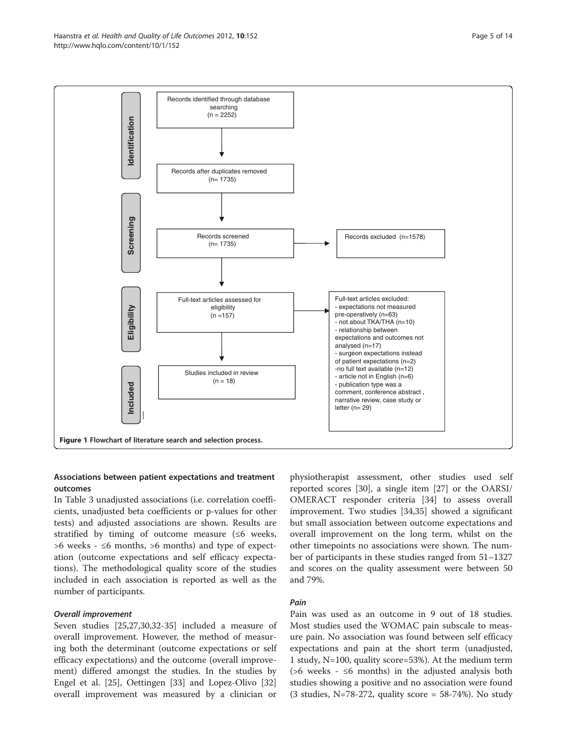Identification

Records identified through database searching (n = 2252)

Records after duplicates removed (n= 1735)

Screening

Records screened (n= 1735)

Records excluded (n=1578)

Eligibility

Full-text articles assessed for eligibility (n =157)

Full-text articles excluded:
- expectations not measured pre-operatively (n=63)
- not about TKA/THA (n=10)
- relationship between expectations and outcomes not analysed (n=17)
- surgeon expectations instead of patient expectations (n=2)
-no full text available (n=12)
- article not in English (n=6)
- publication type was a comment, conference abstract , narrative review, case study or letter (n= 29)

Included

Studies included in review (n = 18)

**Figure 1 Flowchart of literature search and selection process.**

### Associations between patient expectations and treatment outcomes

In Table 3 unadjusted associations (i.e. correlation coefficients, unadjusted beta coefficients or p-values for other tests) and adjusted associations are shown. Results are stratified by timing of outcome measure (≤6 weeks, >6 weeks - ≤6 months, >6 months) and type of expectation (outcome expectations and self efficacy expectations). The methodological quality score of the studies included in each association is reported as well as the number of participants.

#### *Overall improvement*

Seven studies [25,27,30,32-35] included a measure of overall improvement. However, the method of measuring both the determinant (outcome expectations or self efficacy expectations) and the outcome (overall improvement) differed amongst the studies. In the studies by Engel et al. [25], Oettingen [33] and Lopez-Olivo [32] overall improvement was measured by a clinician or physiotherapist assessment, other studies used self reported scores [30], a single item [27] or the OARSI/OMERACT responder criteria [34] to assess overall improvement. Two studies [34,35] showed a significant but small association between outcome expectations and overall improvement on the long term, whilst on the other timepoints no associations were shown. The number of participants in these studies ranged from 51–1327 and scores on the quality assessment were between 50 and 79%.

#### *Pain*

Pain was used as an outcome in 9 out of 18 studies. Most studies used the WOMAC pain subscale to measure pain. No association was found between self efficacy expectations and pain at the short term (unadjusted, 1 study, N=100, quality score=53%). At the medium term (>6 weeks - ≤6 months) in the adjusted analysis both studies showing a positive and no association were found (3 studies, N=78-272, quality score = 58-74%). No study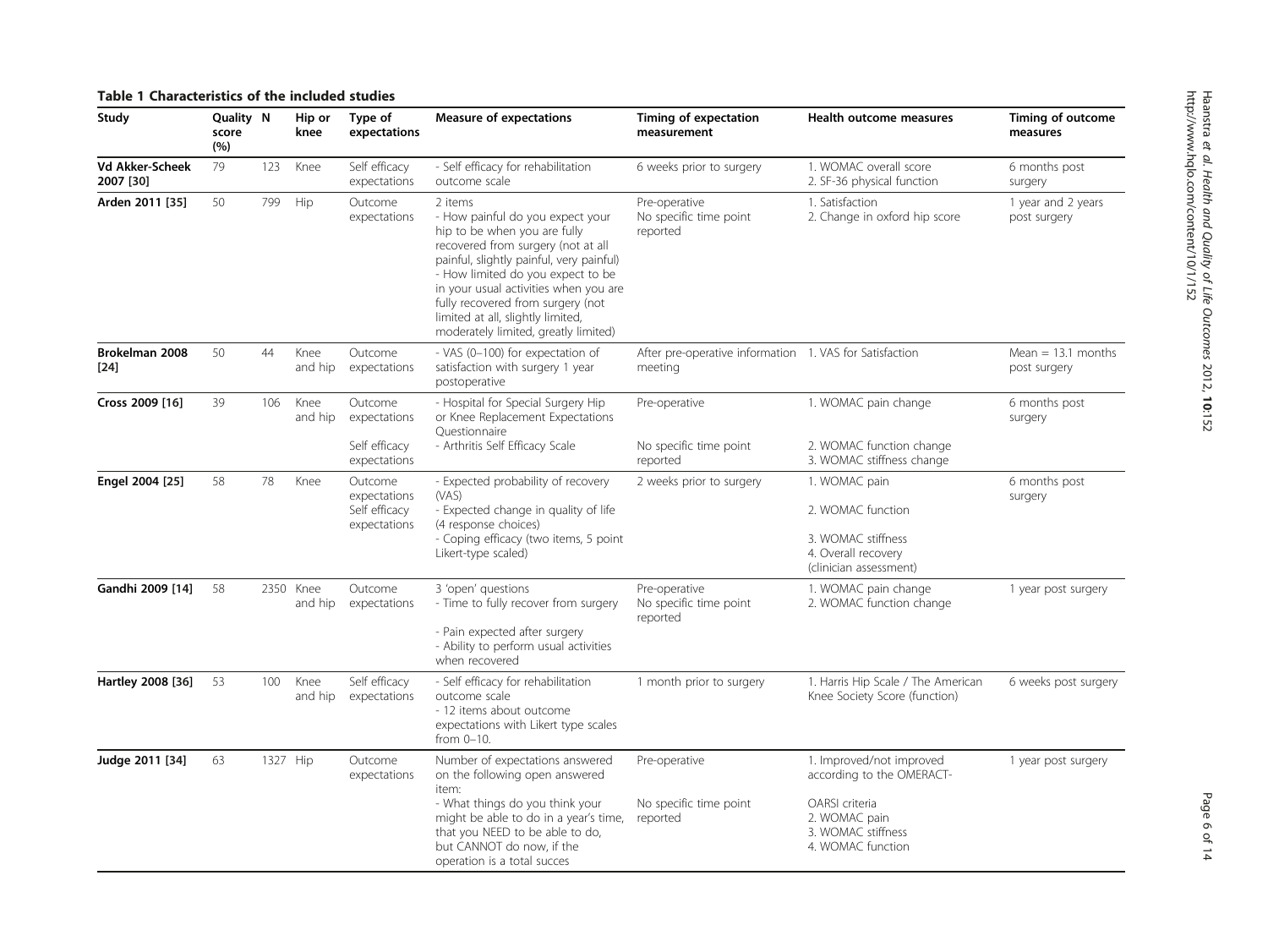**Table 1 Characteristics of the included studies**

| Study | Quality score (%) | N | Hip or knee | Type of expectations | Measure of expectations | Timing of expectation measurement | Health outcome measures | Timing of outcome measures |
|---|---|---|---|---|---|---|---|---|
| **Vd Akker-Scheek 2007 [30]** | 79 | 123 | Knee | Self efficacy expectations | - Self efficacy for rehabilitation outcome scale | 6 weeks prior to surgery | 1. WOMAC overall score<br>2. SF-36 physical function | 6 months post surgery |
| **Arden 2011 [35]** | 50 | 799 | Hip | Outcome expectations | 2 items<br>- How painful do you expect your hip to be when you are fully recovered from surgery (not at all painful, slightly painful, very painful)<br>- How limited do you expect to be in your usual activities when you are fully recovered from surgery (not limited at all, slightly limited, moderately limited, greatly limited) | Pre-operative<br>No specific time point reported | 1. Satisfaction<br>2. Change in oxford hip score | 1 year and 2 years post surgery |
| **Brokelman 2008 [24]** | 50 | 44 | Knee and hip | Outcome expectations | - VAS (0–100) for expectation of satisfaction with surgery 1 year postoperative | After pre-operative information meeting | 1. VAS for Satisfaction | Mean = 13.1 months post surgery |
| **Cross 2009 [16]** | 39 | 106 | Knee and hip | Outcome expectations<br>Self efficacy expectations | - Hospital for Special Surgery Hip or Knee Replacement Expectations Questionnaire<br>- Arthritis Self Efficacy Scale | Pre-operative<br>No specific time point reported | 1. WOMAC pain change<br>2. WOMAC function change<br>3. WOMAC stiffness change | 6 months post surgery |
| **Engel 2004 [25]** | 58 | 78 | Knee | Outcome expectations<br>Self efficacy expectations | - Expected probability of recovery (VAS)<br>- Expected change in quality of life (4 response choices)<br>- Coping efficacy (two items, 5 point Likert-type scaled) | 2 weeks prior to surgery | 1. WOMAC pain<br>2. WOMAC function<br>3. WOMAC stiffness<br>4. Overall recovery (clinician assessment) | 6 months post surgery |
| **Gandhi 2009 [14]** | 58 | 2350 | Knee and hip | Outcome expectations | 3 'open' questions<br>- Time to fully recover from surgery<br>- Pain expected after surgery<br>- Ability to perform usual activities when recovered | Pre-operative<br>No specific time point reported | 1. WOMAC pain change<br>2. WOMAC function change | 1 year post surgery |
| **Hartley 2008 [36]** | 53 | 100 | Knee and hip | Self efficacy expectations | - Self efficacy for rehabilitation outcome scale<br>- 12 items about outcome expectations with Likert type scales from 0–10. | 1 month prior to surgery | 1. Harris Hip Scale / The American Knee Society Score (function) | 6 weeks post surgery |
| **Judge 2011 [34]** | 63 | 1327 | Hip | Outcome expectations | Number of expectations answered on the following open answered item:<br>- What things do you think your might be able to do in a year's time, that you NEED to be able to do, but CANNOT do now, if the operation is a total succes | Pre-operative<br>No specific time point reported | 1. Improved/not improved according to the OMERACT-OARSI criteria<br>2. WOMAC pain<br>3. WOMAC stiffness<br>4. WOMAC function | 1 year post surgery |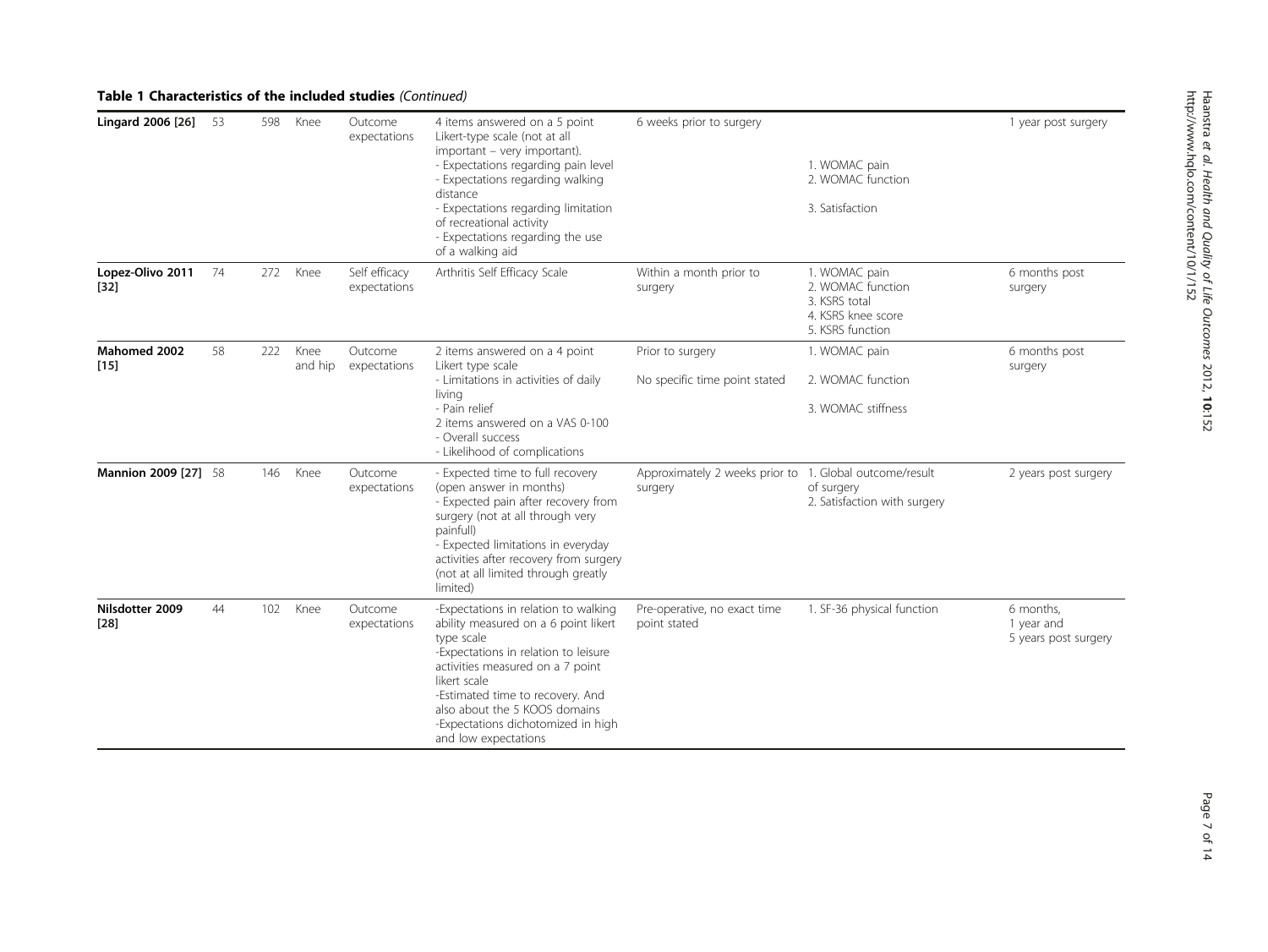**Table 1 Characteristics of the included studies** *(Continued)*

| | | | | | | | | |
|---|---|---|---|---|---|---|---|---|
| **Lingard 2006 [26]** | 53 | 598 | Knee | Outcome expectations | 4 items answered on a 5 point Likert-type scale (not at all important – very important).<br>- Expectations regarding pain level<br>- Expectations regarding walking distance<br>- Expectations regarding limitation of recreational activity<br>- Expectations regarding the use of a walking aid | 6 weeks prior to surgery | 1. WOMAC pain<br>2. WOMAC function<br>3. Satisfaction | 1 year post surgery |
| **Lopez-Olivo 2011 [32]** | 74 | 272 | Knee | Self efficacy expectations | Arthritis Self Efficacy Scale | Within a month prior to surgery | 1. WOMAC pain<br>2. WOMAC function<br>3. KSRS total<br>4. KSRS knee score<br>5. KSRS function | 6 months post surgery |
| **Mahomed 2002 [15]** | 58 | 222 | Knee and hip | Outcome expectations | 2 items answered on a 4 point Likert type scale<br>- Limitations in activities of daily living<br>- Pain relief<br>2 items answered on a VAS 0-100<br>- Overall success<br>- Likelihood of complications | Prior to surgery<br>No specific time point stated | 1. WOMAC pain<br>2. WOMAC function<br>3. WOMAC stiffness | 6 months post surgery |
| **Mannion 2009 [27]** | 58 | 146 | Knee | Outcome expectations | - Expected time to full recovery (open answer in months)<br>- Expected pain after recovery from surgery (not at all through very painfull)<br>- Expected limitations in everyday activities after recovery from surgery (not at all limited through greatly limited) | Approximately 2 weeks prior to surgery | 1. Global outcome/result of surgery<br>2. Satisfaction with surgery | 2 years post surgery |
| **Nilsdotter 2009 [28]** | 44 | 102 | Knee | Outcome expectations | -Expectations in relation to walking ability measured on a 6 point likert type scale<br>-Expectations in relation to leisure activities measured on a 7 point likert scale<br>-Estimated time to recovery. And also about the 5 KOOS domains<br>-Expectations dichotomized in high and low expectations | Pre-operative, no exact time point stated | 1. SF-36 physical function | 6 months, 1 year and 5 years post surgery |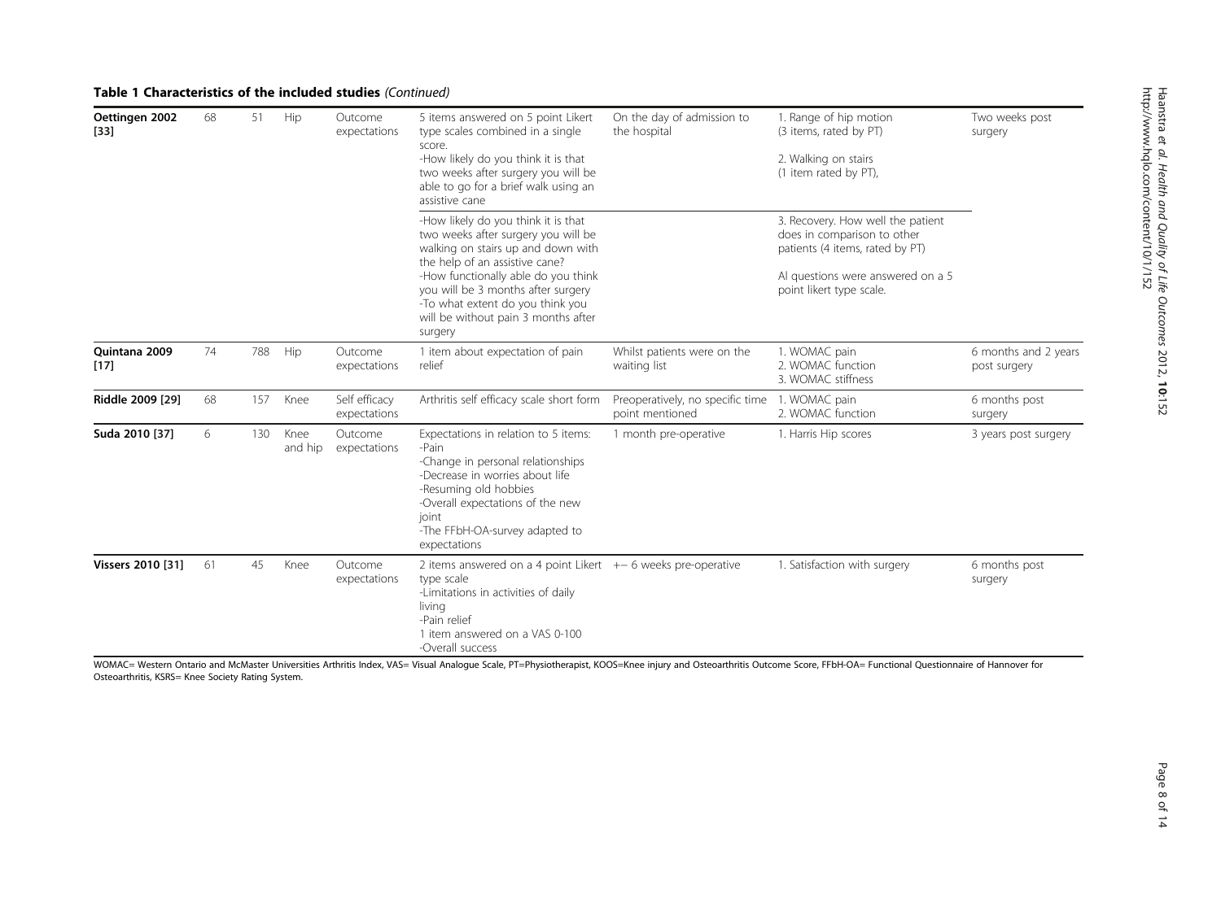**Table 1 Characteristics of the included studies** *(Continued)*

| | | | | | | | | |
|---|---|---|---|---|---|---|---|---|
| **Oettingen 2002 [33]** | 68 | 51 | Hip | Outcome expectations | 5 items answered on 5 point Likert type scales combined in a single score.<br>-How likely do you think it is that two weeks after surgery you will be able to go for a brief walk using an assistive cane | On the day of admission to the hospital | 1. Range of hip motion (3 items, rated by PT)<br>2. Walking on stairs (1 item rated by PT), | Two weeks post surgery |
| | | | | | -How likely do you think it is that two weeks after surgery you will be walking on stairs up and down with the help of an assistive cane?<br>-How functionally able do you think you will be 3 months after surgery<br>-To what extent do you think you will be without pain 3 months after surgery | | 3. Recovery. How well the patient does in comparison to other patients (4 items, rated by PT)<br>Al questions were answered on a 5 point likert type scale. | |
| **Quintana 2009 [17]** | 74 | 788 | Hip | Outcome expectations | 1 item about expectation of pain relief | Whilst patients were on the waiting list | 1. WOMAC pain<br>2. WOMAC function<br>3. WOMAC stiffness | 6 months and 2 years post surgery |
| **Riddle 2009 [29]** | 68 | 157 | Knee | Self efficacy expectations | Arthritis self efficacy scale short form | Preoperatively, no specific time point mentioned | 1. WOMAC pain<br>2. WOMAC function | 6 months post surgery |
| **Suda 2010 [37]** | 6 | 130 | Knee and hip | Outcome expectations | Expectations in relation to 5 items:<br>-Pain<br>-Change in personal relationships<br>-Decrease in worries about life<br>-Resuming old hobbies<br>-Overall expectations of the new joint<br>-The FFbH-OA-survey adapted to expectations | 1 month pre-operative | 1. Harris Hip scores | 3 years post surgery |
| **Vissers 2010 [31]** | 61 | 45 | Knee | Outcome expectations | 2 items answered on a 4 point Likert type scale<br>-Limitations in activities of daily living<br>-Pain relief<br>1 item answered on a VAS 0-100<br>-Overall success | +− 6 weeks pre-operative | 1. Satisfaction with surgery | 6 months post surgery |

WOMAC= Western Ontario and McMaster Universities Arthritis Index, VAS= Visual Analogue Scale, PT=Physiotherapist, KOOS=Knee injury and Osteoarthritis Outcome Score, FFbH-OA= Functional Questionnaire of Hannover for Osteoarthritis, KSRS= Knee Society Rating System.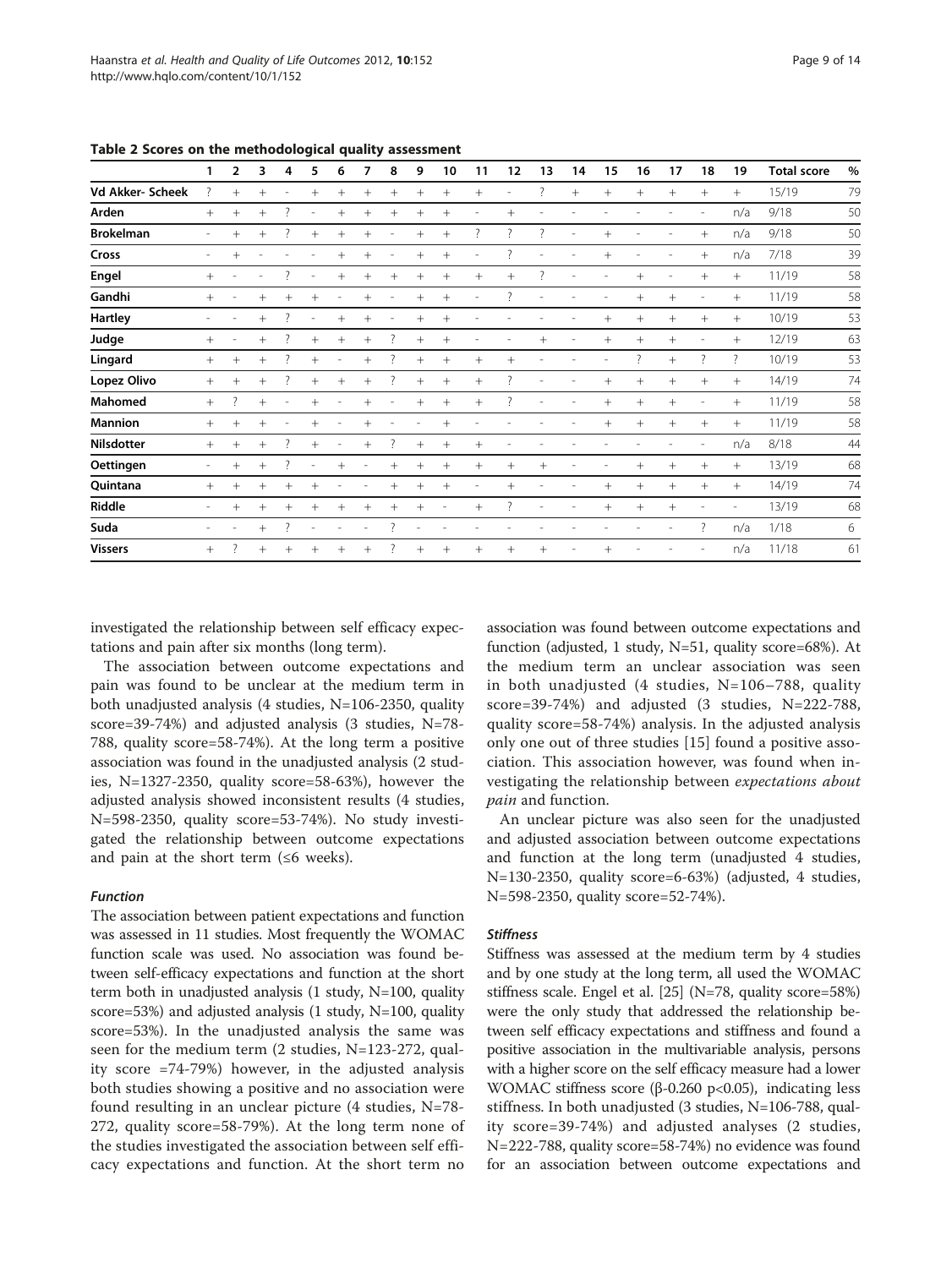**Table 2 Scores on the methodological quality assessment**

| | 1 | 2 | 3 | 4 | 5 | 6 | 7 | 8 | 9 | 10 | 11 | 12 | 13 | 14 | 15 | 16 | 17 | 18 | 19 | Total score | % |
|---|---|---|---|---|---|---|---|---|---|---|---|---|---|---|---|---|---|---|---|---|---|
| **Vd Akker- Scheek** | ? | + | + | - | + | + | + | + | + | + | + | - | ? | + | + | + | + | + | + | 15/19 | 79 |
| **Arden** | + | + | + | ? | - | + | + | + | + | + | - | + | - | - | - | - | - | - | n/a | 9/18 | 50 |
| **Brokelman** | - | + | + | ? | + | + | + | - | + | + | ? | ? | ? | - | + | - | - | + | n/a | 9/18 | 50 |
| **Cross** | - | + | - | - | - | + | + | - | + | + | - | ? | - | - | + | - | - | + | n/a | 7/18 | 39 |
| **Engel** | + | - | - | ? | - | + | + | + | + | + | + | + | ? | - | - | + | - | + | + | 11/19 | 58 |
| **Gandhi** | + | - | + | + | + | - | + | - | + | + | - | ? | - | - | - | + | + | - | + | 11/19 | 58 |
| **Hartley** | - | - | + | ? | - | + | + | - | + | + | - | - | - | - | + | + | + | + | + | 10/19 | 53 |
| **Judge** | + | - | + | ? | + | + | + | ? | + | + | - | - | + | - | + | + | + | - | + | 12/19 | 63 |
| **Lingard** | + | + | + | ? | + | - | + | ? | + | + | + | + | - | - | - | ? | + | ? | ? | 10/19 | 53 |
| **Lopez Olivo** | + | + | + | ? | + | + | + | ? | + | + | + | ? | - | - | + | + | + | + | + | 14/19 | 74 |
| **Mahomed** | + | ? | + | - | + | - | + | - | + | + | + | ? | - | - | + | + | + | - | + | 11/19 | 58 |
| **Mannion** | + | + | + | - | + | - | + | - | - | + | - | - | - | - | + | + | + | + | + | 11/19 | 58 |
| **Nilsdotter** | + | + | + | ? | + | - | + | ? | + | + | + | - | - | - | - | - | - | - | n/a | 8/18 | 44 |
| **Oettingen** | - | + | + | ? | - | + | - | + | + | + | + | + | + | - | - | + | + | + | + | 13/19 | 68 |
| **Quintana** | + | + | + | + | + | - | - | + | + | + | - | + | - | - | + | + | + | + | + | 14/19 | 74 |
| **Riddle** | - | + | + | + | + | + | + | + | + | - | + | ? | - | - | + | + | + | - | - | 13/19 | 68 |
| **Suda** | - | - | + | ? | - | - | - | ? | - | - | - | - | - | - | - | - | - | ? | n/a | 1/18 | 6 |
| **Vissers** | + | ? | + | + | + | + | + | ? | + | + | + | + | + | - | + | - | - | - | n/a | 11/18 | 61 |

investigated the relationship between self efficacy expectations and pain after six months (long term).

The association between outcome expectations and pain was found to be unclear at the medium term in both unadjusted analysis (4 studies, N=106-2350, quality score=39-74%) and adjusted analysis (3 studies, N=78-788, quality score=58-74%). At the long term a positive association was found in the unadjusted analysis (2 studies, N=1327-2350, quality score=58-63%), however the adjusted analysis showed inconsistent results (4 studies, N=598-2350, quality score=53-74%). No study investigated the relationship between outcome expectations and pain at the short term (≤6 weeks).

#### *Function*

The association between patient expectations and function was assessed in 11 studies. Most frequently the WOMAC function scale was used. No association was found between self-efficacy expectations and function at the short term both in unadjusted analysis (1 study, N=100, quality score=53%) and adjusted analysis (1 study, N=100, quality score=53%). In the unadjusted analysis the same was seen for the medium term (2 studies, N=123-272, quality score =74-79%) however, in the adjusted analysis both studies showing a positive and no association were found resulting in an unclear picture (4 studies, N=78-272, quality score=58-79%). At the long term none of the studies investigated the association between self efficacy expectations and function. At the short term no association was found between outcome expectations and function (adjusted, 1 study, N=51, quality score=68%). At the medium term an unclear association was seen in both unadjusted (4 studies, N=106−788, quality score=39-74%) and adjusted (3 studies, N=222-788, quality score=58-74%) analysis. In the adjusted analysis only one out of three studies [15] found a positive association. This association however, was found when investigating the relationship between *expectations about pain* and function.

An unclear picture was also seen for the unadjusted and adjusted association between outcome expectations and function at the long term (unadjusted 4 studies, N=130-2350, quality score=6-63%) (adjusted, 4 studies, N=598-2350, quality score=52-74%).

#### *Stiffness*

Stiffness was assessed at the medium term by 4 studies and by one study at the long term, all used the WOMAC stiffness scale. Engel et al. [25] (N=78, quality score=58%) were the only study that addressed the relationship between self efficacy expectations and stiffness and found a positive association in the multivariable analysis, persons with a higher score on the self efficacy measure had a lower WOMAC stiffness score ($\beta$-0.260 $p<0.05$), indicating less stiffness. In both unadjusted (3 studies, N=106-788, quality score=39-74%) and adjusted analyses (2 studies, N=222-788, quality score=58-74%) no evidence was found for an association between outcome expectations and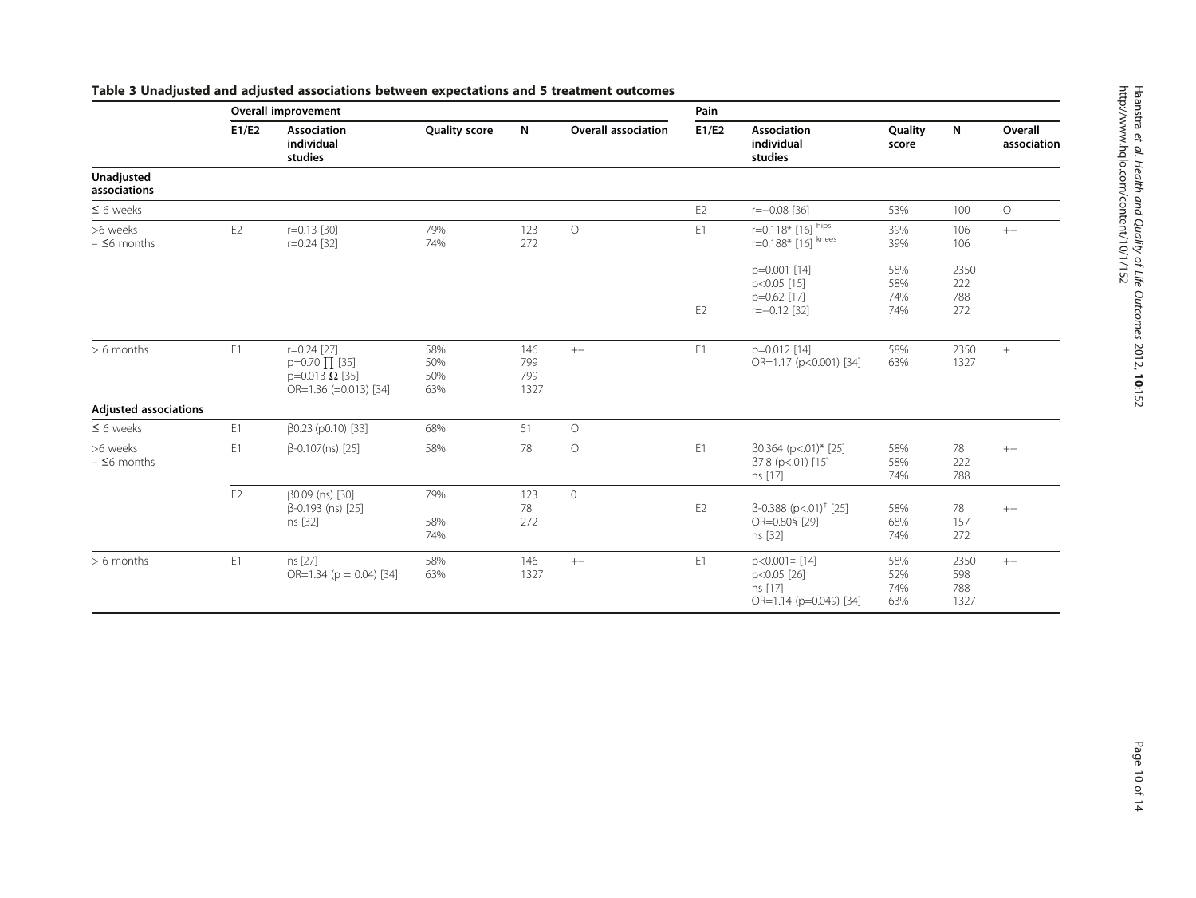**Table 3 Unadjusted and adjusted associations between expectations and 5 treatment outcomes**

| | Overall improvement | | | | | Pain | | | | |
|---|---|---|---|---|---|---|---|---|---|---|
| | E1/E2 | Association individual studies | Quality score | N | Overall association | E1/E2 | Association individual studies | Quality score | N | Overall association |
| **Unadjusted associations** | | | | | | | | | | |
| ≤ 6 weeks | | | | | | E2 | r=−0.08 [36] | 53% | 100 | O |
| >6 weeks – ≤6 months | E2 | r=0.13 [30]<br>r=0.24 [32] | 79%<br>74% | 123<br>272 | O | E1 | r=0.118* [16] hips<br>r=0.188* [16] knees<br>p=0.001 [14]<br>p<0.05 [15]<br>p=0.62 [17] | 39%<br>39%<br>58%<br>58%<br>74% | 106<br>106<br>2350<br>222<br>788 | +− |
| | | | | | | E2 | r=−0.12 [32] | 74% | 272 | |
| > 6 months | E1 | r=0.24 [27]<br>p=0.70 ∏ [35]<br>p=0.013 Ω [35]<br>OR=1.36 (=0.013) [34] | 58%<br>50%<br>50%<br>63% | 146<br>799<br>799<br>1327 | +− | E1 | p=0.012 [14]<br>OR=1.17 (p<0.001) [34] | 58%<br>63% | 2350<br>1327 | + |
| **Adjusted associations** | | | | | | | | | | |
| ≤ 6 weeks | E1 | β0.23 (p0.10) [33] | 68% | 51 | O | | | | | |
| >6 weeks – ≤6 months | E1 | β-0.107(ns) [25] | 58% | 78 | O | E1 | β0.364 (p<.01)* [25]<br>β7.8 (p<.01) [15]<br>ns [17] | 58%<br>58%<br>74% | 78<br>222<br>788 | +− |
| | E2 | β0.09 (ns) [30]<br>β-0.193 (ns) [25]<br>ns [32] | 79%<br>58%<br>74% | 123<br>78<br>272 | 0 | E2 | β-0.388 (p<.01)[†] [25]<br>OR=0.80§ [29]<br>ns [32] | 58%<br>68%<br>74% | 78<br>157<br>272 | +− |
| > 6 months | E1 | ns [27]<br>OR=1.34 (p = 0.04) [34] | 58%<br>63% | 146<br>1327 | +− | E1 | p<0.001‡ [14]<br>p<0.05 [26]<br>ns [17]<br>OR=1.14 (p=0.049) [34] | 58%<br>52%<br>74%<br>63% | 2350<br>598<br>788<br>1327 | +− |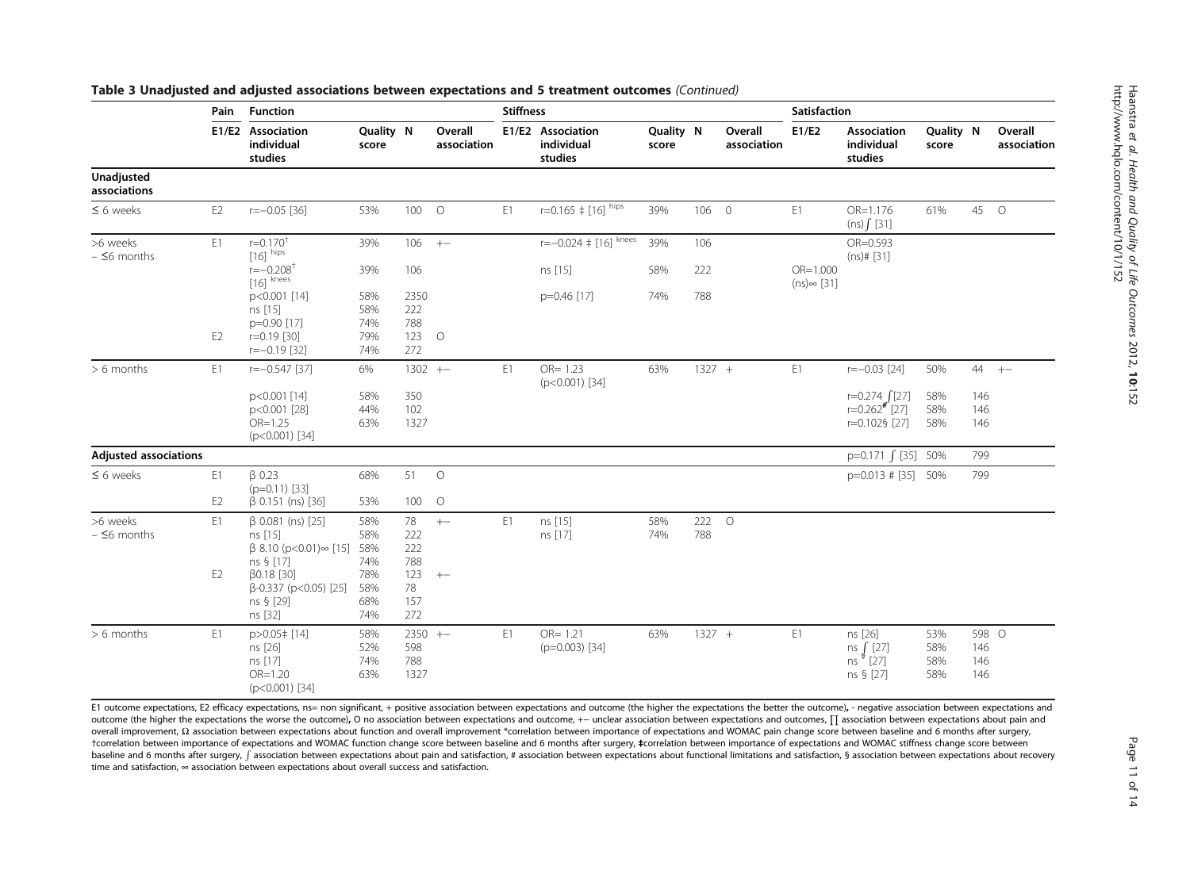**Table 3 Unadjusted and adjusted associations between expectations and 5 treatment outcomes** *(Continued)*

| | Pain | Function | | | | Stiffness | | | | | Satisfaction | | | | |
|---|---|---|---|---|---|---|---|---|---|---|---|---|---|---|---|
| | E1/E2 | Association individual studies | Quality score | N | Overall association | E1/E2 | Association individual studies | Quality score | N | Overall association | E1/E2 | Association individual studies | Quality score | N | Overall association |
| **Unadjusted associations** | | | | | | | | | | | | | | | |
| ≤ 6 weeks | E2 | r=−0.05 [36] | 53% | 100 | O | E1 | r=0.165 ‡ [16] hips | 39% | 106 | O | E1 | OR=1.176 (ns) ∫ [31] | 61% | 45 | O |
| >6 weeks – ≤6 months | E1 | r=0.170† [16] hips | 39% | 106 | +− | | r=−0.024 ‡ [16] knees | 39% | 106 | | | OR=0.593 (ns)# [31] | | | |
| | | r=−0.208† [16] knees | 39% | 106 | | | ns [15] | 58% | 222 | | OR=1.000 (ns)∞ [31] | | | | |
| | | p<0.001 [14] | 58% | 2350 | | | p=0.46 [17] | 74% | 788 | | | | | | |
| | | ns [15] | 58% | 222 | | | | | | | | | | | |
| | | p=0.90 [17] | 74% | 788 | | | | | | | | | | | |
| | E2 | r=0.19 [30] | 79% | 123 | O | | | | | | | | | | |
| | | r=−0.19 [32] | 74% | 272 | | | | | | | | | | | |
| > 6 months | E1 | r=−0.547 [37] | 6% | 1302 | +− | E1 | OR= 1.23 (p<0.001) [34] | 63% | 1327 | + | E1 | r=−0.03 [24] | 50% | 44 | +− |
| | | p<0.001 [14] | 58% | 350 | | | | | | | | r=0.274 ∫[27] | 58% | 146 | |
| | | p<0.001 [28] | 44% | 102 | | | | | | | | r=0.262# [27] | 58% | 146 | |
| | | OR=1.25 (p<0.001) [34] | 63% | 1327 | | | | | | | | r=0.102§ [27] | 58% | 146 | |
| **Adjusted associations** | | | | | | | | | | | | p=0.171 ∫ [35] | 50% | 799 | |
| ≤ 6 weeks | E1 | β 0.23 (p=0.11) [33] | 68% | 51 | O | | | | | | | p=0.013 # [35] | 50% | 799 | |
| | E2 | β 0.151 (ns) [36] | 53% | 100 | O | | | | | | | | | | |
| >6 weeks – ≤6 months | E1 | β 0.081 (ns) [25] | 58% | 78 | +− | E1 | ns [15] | 58% | 222 | O | | | | | |
| | | ns [15] | 58% | 222 | | | ns [17] | 74% | 788 | | | | | | |
| | | β 8.10 (p<0.01)∞ [15] | 58% | 222 | | | | | | | | | | | |
| | | ns § [17] | 74% | 788 | | | | | | | | | | | |
| | E2 | β0.18 [30] | 78% | 123 | +− | | | | | | | | | | |
| | | β-0.337 (p<0.05) [25] | 58% | 78 | | | | | | | | | | | |
| | | ns § [29] | 68% | 157 | | | | | | | | | | | |
| | | ns [32] | 74% | 272 | | | | | | | | | | | |
| > 6 months | E1 | p>0.05‡ [14] | 58% | 2350 | +− | E1 | OR= 1.21 (p=0.003) [34] | 63% | 1327 | + | E1 | ns [26] | 53% | 598 | O |
| | | ns [26] | 52% | 598 | | | | | | | | ns ∫ [27] | 58% | 146 | |
| | | ns [17] | 74% | 788 | | | | | | | | ns # [27] | 58% | 146 | |
| | | OR=1.20 (p<0.001) [34] | 63% | 1327 | | | | | | | | ns § [27] | 58% | 146 | |

E1 outcome expectations, E2 efficacy expectations, ns= non significant, + positive association between expectations and outcome (the higher the expectations the better the outcome), - negative association between expectations and outcome (the higher the expectations the worse the outcome), O no association between expectations and outcome, +− unclear association between expectations and outcomes, ∏ association between expectations about pain and overall improvement, Ω association between expectations about function and overall improvement *correlation between importance of expectations and WOMAC pain change score between baseline and 6 months after surgery, †correlation between importance of expectations and WOMAC function change score between baseline and 6 months after surgery, ‡correlation between importance of expectations and WOMAC stiffness change score between baseline and 6 months after surgery, ∫ association between expectations about pain and satisfaction, # association between expectations about functional limitations and satisfaction, § association between expectations about recovery time and satisfaction, ∞ association between expectations about overall success and satisfaction.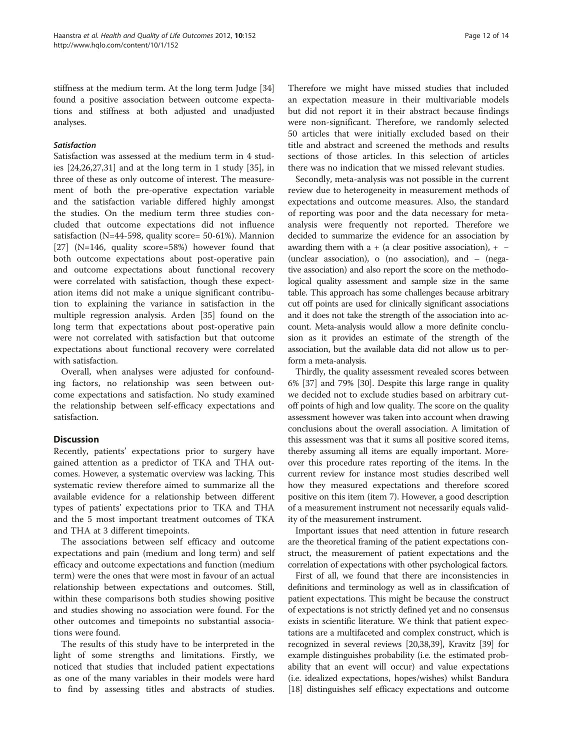stiffness at the medium term. At the long term Judge [34] found a positive association between outcome expectations and stiffness at both adjusted and unadjusted analyses.

#### *Satisfaction*

Satisfaction was assessed at the medium term in 4 studies [24,26,27,31] and at the long term in 1 study [35], in three of these as only outcome of interest. The measurement of both the pre-operative expectation variable and the satisfaction variable differed highly amongst the studies. On the medium term three studies concluded that outcome expectations did not influence satisfaction (N=44-598, quality score= 50-61%). Mannion [27] (N=146, quality score=58%) however found that both outcome expectations about post-operative pain and outcome expectations about functional recovery were correlated with satisfaction, though these expectation items did not make a unique significant contribution to explaining the variance in satisfaction in the multiple regression analysis. Arden [35] found on the long term that expectations about post-operative pain were not correlated with satisfaction but that outcome expectations about functional recovery were correlated with satisfaction.

Overall, when analyses were adjusted for confounding factors, no relationship was seen between outcome expectations and satisfaction. No study examined the relationship between self-efficacy expectations and satisfaction.

## Discussion

Recently, patients' expectations prior to surgery have gained attention as a predictor of TKA and THA outcomes. However, a systematic overview was lacking. This systematic review therefore aimed to summarize all the available evidence for a relationship between different types of patients' expectations prior to TKA and THA and the 5 most important treatment outcomes of TKA and THA at 3 different timepoints.

The associations between self efficacy and outcome expectations and pain (medium and long term) and self efficacy and outcome expectations and function (medium term) were the ones that were most in favour of an actual relationship between expectations and outcomes. Still, within these comparisons both studies showing positive and studies showing no association were found. For the other outcomes and timepoints no substantial associations were found.

The results of this study have to be interpreted in the light of some strengths and limitations. Firstly, we noticed that studies that included patient expectations as one of the many variables in their models were hard to find by assessing titles and abstracts of studies. Therefore we might have missed studies that included an expectation measure in their multivariable models but did not report it in their abstract because findings were non-significant. Therefore, we randomly selected 50 articles that were initially excluded based on their title and abstract and screened the methods and results sections of those articles. In this selection of articles there was no indication that we missed relevant studies.

Secondly, meta-analysis was not possible in the current review due to heterogeneity in measurement methods of expectations and outcome measures. Also, the standard of reporting was poor and the data necessary for meta-analysis were frequently not reported. Therefore we decided to summarize the evidence for an association by awarding them with a + (a clear positive association), + − (unclear association), o (no association), and − (negative association) and also report the score on the methodological quality assessment and sample size in the same table. This approach has some challenges because arbitrary cut off points are used for clinically significant associations and it does not take the strength of the association into account. Meta-analysis would allow a more definite conclusion as it provides an estimate of the strength of the association, but the available data did not allow us to perform a meta-analysis.

Thirdly, the quality assessment revealed scores between 6% [37] and 79% [30]. Despite this large range in quality we decided not to exclude studies based on arbitrary cutoff points of high and low quality. The score on the quality assessment however was taken into account when drawing conclusions about the overall association. A limitation of this assessment was that it sums all positive scored items, thereby assuming all items are equally important. Moreover this procedure rates reporting of the items. In the current review for instance most studies described well how they measured expectations and therefore scored positive on this item (item 7). However, a good description of a measurement instrument not necessarily equals validity of the measurement instrument.

Important issues that need attention in future research are the theoretical framing of the patient expectations construct, the measurement of patient expectations and the correlation of expectations with other psychological factors.

First of all, we found that there are inconsistencies in definitions and terminology as well as in classification of patient expectations. This might be because the construct of expectations is not strictly defined yet and no consensus exists in scientific literature. We think that patient expectations are a multifaceted and complex construct, which is recognized in several reviews [20,38,39], Kravitz [39] for example distinguishes probability (i.e. the estimated probability that an event will occur) and value expectations (i.e. idealized expectations, hopes/wishes) whilst Bandura [18] distinguishes self efficacy expectations and outcome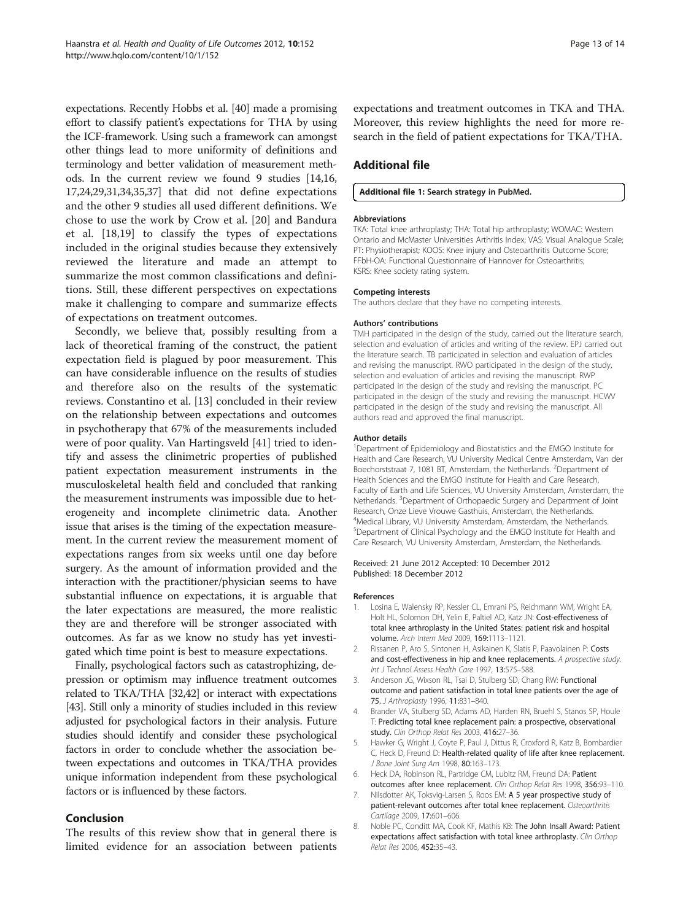expectations. Recently Hobbs et al. [40] made a promising effort to classify patient's expectations for THA by using the ICF-framework. Using such a framework can amongst other things lead to more uniformity of definitions and terminology and better validation of measurement methods. In the current review we found 9 studies [14,16,17,24,29,31,34,35,37] that did not define expectations and the other 9 studies all used different definitions. We chose to use the work by Crow et al. [20] and Bandura et al. [18,19] to classify the types of expectations included in the original studies because they extensively reviewed the literature and made an attempt to summarize the most common classifications and definitions. Still, these different perspectives on expectations make it challenging to compare and summarize effects of expectations on treatment outcomes.

Secondly, we believe that, possibly resulting from a lack of theoretical framing of the construct, the patient expectation field is plagued by poor measurement. This can have considerable influence on the results of studies and therefore also on the results of the systematic reviews. Constantino et al. [13] concluded in their review on the relationship between expectations and outcomes in psychotherapy that 67% of the measurements included were of poor quality. Van Hartingsveld [41] tried to identify and assess the clinimetric properties of published patient expectation measurement instruments in the musculoskeletal health field and concluded that ranking the measurement instruments was impossible due to heterogeneity and incomplete clinimetric data. Another issue that arises is the timing of the expectation measurement. In the current review the measurement moment of expectations ranges from six weeks until one day before surgery. As the amount of information provided and the interaction with the practitioner/physician seems to have substantial influence on expectations, it is arguable that the later expectations are measured, the more realistic they are and therefore will be stronger associated with outcomes. As far as we know no study has yet investigated which time point is best to measure expectations.

Finally, psychological factors such as catastrophizing, depression or optimism may influence treatment outcomes related to TKA/THA [32,42] or interact with expectations [43]. Still only a minority of studies included in this review adjusted for psychological factors in their analysis. Future studies should identify and consider these psychological factors in order to conclude whether the association between expectations and outcomes in TKA/THA provides unique information independent from these psychological factors or is influenced by these factors.

## Conclusion

The results of this review show that in general there is limited evidence for an association between patients expectations and treatment outcomes in TKA and THA. Moreover, this review highlights the need for more research in the field of patient expectations for TKA/THA.

## Additional file

**Additional file 1: Search strategy in PubMed.**

#### Abbreviations

TKA: Total knee arthroplasty; THA: Total hip arthroplasty; WOMAC: Western Ontario and McMaster Universities Arthritis Index; VAS: Visual Analogue Scale; PT: Physiotherapist; KOOS: Knee injury and Osteoarthritis Outcome Score; FFbH-OA: Functional Questionnaire of Hannover for Osteoarthritis; KSRS: Knee society rating system.

#### Competing interests

The authors declare that they have no competing interests.

#### Authors' contributions

TMH participated in the design of the study, carried out the literature search, selection and evaluation of articles and writing of the review. EPJ carried out the literature search. TB participated in selection and evaluation of articles and revising the manuscript. RWO participated in the design of the study, selection and evaluation of articles and revising the manuscript. RWP participated in the design of the study and revising the manuscript. PC participated in the design of the study and revising the manuscript. HCWV participated in the design of the study and revising the manuscript. All authors read and approved the final manuscript.

#### Author details

[1]Department of Epidemiology and Biostatistics and the EMGO Institute for Health and Care Research, VU University Medical Centre Amsterdam, Van der Boechorststraat 7, 1081 BT, Amsterdam, the Netherlands. [2]Department of Health Sciences and the EMGO Institute for Health and Care Research, Faculty of Earth and Life Sciences, VU University Amsterdam, Amsterdam, the Netherlands. [3]Department of Orthopaedic Surgery and Department of Joint Research, Onze Lieve Vrouwe Gasthuis, Amsterdam, the Netherlands. [4]Medical Library, VU University Amsterdam, Amsterdam, the Netherlands. [5]Department of Clinical Psychology and the EMGO Institute for Health and Care Research, VU University Amsterdam, Amsterdam, the Netherlands.

Received: 21 June 2012 Accepted: 10 December 2012
Published: 18 December 2012

#### References

1. Losina E, Walensky RP, Kessler CL, Emrani PS, Reichmann WM, Wright EA, Holt HL, Solomon DH, Yelin E, Paltiel AD, Katz JN: **Cost-effectiveness of total knee arthroplasty in the United States: patient risk and hospital volume.** *Arch Intern Med* 2009, **169:**1113–1121.
2. Rissanen P, Aro S, Sintonen H, Asikainen K, Slatis P, Paavolainen P: **Costs and cost-effectiveness in hip and knee replacements.** *A prospective study. Int J Technol Assess Health Care* 1997, **13:**575–588.
3. Anderson JG, Wixson RL, Tsai D, Stulberg SD, Chang RW: **Functional outcome and patient satisfaction in total knee patients over the age of 75.** *J Arthroplasty* 1996, **11:**831–840.
4. Brander VA, Stulberg SD, Adams AD, Harden RN, Bruehl S, Stanos SP, Houle T: **Predicting total knee replacement pain: a prospective, observational study.** *Clin Orthop Relat Res* 2003, **416:**27–36.
5. Hawker G, Wright J, Coyte P, Paul J, Dittus R, Croxford R, Katz B, Bombardier C, Heck D, Freund D: **Health-related quality of life after knee replacement.** *J Bone Joint Surg Am* 1998, **80:**163–173.
6. Heck DA, Robinson RL, Partridge CM, Lubitz RM, Freund DA: **Patient outcomes after knee replacement.** *Clin Orthop Relat Res* 1998, **356:**93–110.
7. Nilsdotter AK, Toksvig-Larsen S, Roos EM: **A 5 year prospective study of patient-relevant outcomes after total knee replacement.** *Osteoarthritis Cartilage* 2009, **17:**601–606.
8. Noble PC, Conditt MA, Cook KF, Mathis KB: **The John Insall Award: Patient expectations affect satisfaction with total knee arthroplasty.** *Clin Orthop Relat Res* 2006, **452:**35–43.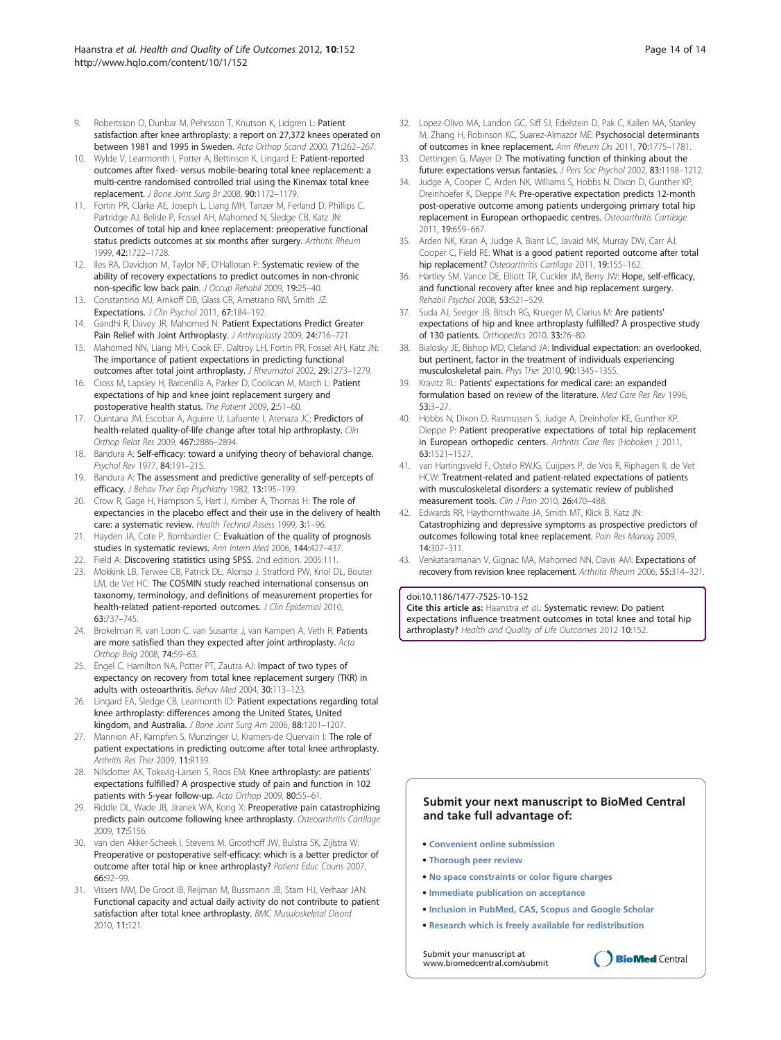9. Robertsson O, Dunbar M, Pehrsson T, Knutson K, Lidgren L: Patient satisfaction after knee arthroplasty: a report on 27,372 knees operated on between 1981 and 1995 in Sweden. *Acta Orthop Scand* 2000, **71**:262–267.
10. Wylde V, Learmonth I, Potter A, Bettinson K, Lingard E: Patient-reported outcomes after fixed- versus mobile-bearing total knee replacement: a multi-centre randomised controlled trial using the Kinemax total knee replacement. *J Bone Joint Surg Br* 2008, **90**:1172–1179.
11. Fortin PR, Clarke AE, Joseph L, Liang MH, Tanzer M, Ferland D, Phillips C, Partridge AJ, Belisle P, Fossel AH, Mahomed N, Sledge CB, Katz JN: Outcomes of total hip and knee replacement: preoperative functional status predicts outcomes at six months after surgery. *Arthritis Rheum* 1999, **42**:1722–1728.
12. Iles RA, Davidson M, Taylor NF, O'Halloran P: Systematic review of the ability of recovery expectations to predict outcomes in non-chronic non-specific low back pain. *J Occup Rehabil* 2009, **19**:25–40.
13. Constantino MJ, Arnkoff DB, Glass CR, Ametrano RM, Smith JZ: Expectations. *J Clin Psychol* 2011, **67**:184–192.
14. Gandhi R, Davey JR, Mahomed N: Patient Expectations Predict Greater Pain Relief with Joint Arthroplasty. *J Arthroplasty* 2009, **24**:716–721.
15. Mahomed NN, Liang MH, Cook EF, Daltroy LH, Fortin PR, Fossel AH, Katz JN: The importance of patient expectations in predicting functional outcomes after total joint arthroplasty. *J Rheumatol* 2002, **29**:1273–1279.
16. Cross M, Lapsley H, Barcenilla A, Parker D, Coolican M, March L: Patient expectations of hip and knee joint replacement surgery and postoperative health status. *The Patient* 2009, **2**:51–60.
17. Quintana JM, Escobar A, Aguirre U, Lafuente I, Arenaza JC: Predictors of health-related quality-of-life change after total hip arthroplasty. *Clin Orthop Relat Res* 2009, **467**:2886–2894.
18. Bandura A: Self-efficacy: toward a unifying theory of behavioral change. *Psychol Rev* 1977, **84**:191–215.
19. Bandura A: The assessment and predictive generality of self-percepts of efficacy. *J Behav Ther Exp Psychiatry* 1982, **13**:195–199.
20. Crow R, Gage H, Hampson S, Hart J, Kimber A, Thomas H: The role of expectancies in the placebo effect and their use in the delivery of health care: a systematic review. *Health Technol Assess* 1999, **3**:1–96.
21. Hayden JA, Cote P, Bombardier C: Evaluation of the quality of prognosis studies in systematic reviews. *Ann Intern Med* 2006, **144**:427–437.
22. Field A: Discovering statistics using SPSS. 2nd edition. 2005:111.
23. Mokkink LB, Terwee CB, Patrick DL, Alonso J, Stratford PW, Knol DL, Bouter LM, de Vet HC: The COSMIN study reached international consensus on taxonomy, terminology, and definitions of measurement properties for health-related patient-reported outcomes. *J Clin Epidemiol* 2010, **63**:737–745.
24. Brokelman R, van Loon C, van Susante J, van Kampen A, Veth R: Patients are more satisfied than they expected after joint arthroplasty. *Acta Orthop Belg* 2008, **74**:59–63.
25. Engel C, Hamilton NA, Potter PT, Zautra AJ: Impact of two types of expectancy on recovery from total knee replacement surgery (TKR) in adults with osteoarthritis. *Behav Med* 2004, **30**:113–123.
26. Lingard EA, Sledge CB, Learmonth ID: Patient expectations regarding total knee arthroplasty: differences among the United States, United kingdom, and Australia. *J Bone Joint Surg Am* 2006, **88**:1201–1207.
27. Mannion AF, Kampfen S, Munzinger U, Kramers-de Quervain I: The role of patient expectations in predicting outcome after total knee arthroplasty. *Arthritis Res Ther* 2009, **11**:R139.
28. Nilsdotter AK, Toksvig-Larsen S, Roos EM: Knee arthroplasty: are patients' expectations fulfilled? A prospective study of pain and function in 102 patients with 5-year follow-up. *Acta Orthop* 2009, **80**:55–61.
29. Riddle DL, Wade JB, Jiranek WA, Kong X: Preoperative pain catastrophizing predicts pain outcome following knee arthroplasty. *Osteoarthritis Cartilage* 2009, **17**:S156.
30. van den Akker-Scheek I, Stevens M, Groothoff JW, Bulstra SK, Zijlstra W: Preoperative or postoperative self-efficacy: which is a better predictor of outcome after total hip or knee arthroplasty? *Patient Educ Couns* 2007, **66**:92–99.
31. Vissers MM, De Groot IB, Reijman M, Bussmann JB, Stam HJ, Verhaar JAN: Functional capacity and actual daily activity do not contribute to patient satisfaction after total knee arthroplasty. *BMC Musuloskeletal Disord* 2010, **11**:121.
32. Lopez-Olivo MA, Landon GC, Siff SJ, Edelstein D, Pak C, Kallen MA, Stanley M, Zhang H, Robinson KC, Suarez-Almazor ME: Psychosocial determinants of outcomes in knee replacement. *Ann Rheum Dis* 2011, **70**:1775–1781.
33. Oettingen G, Mayer D: The motivating function of thinking about the future: expectations versus fantasies. *J Pers Soc Psychol* 2002, **83**:1198–1212.
34. Judge A, Cooper C, Arden NK, Williams S, Hobbs N, Dixon D, Gunther KP, Dreinhoefer K, Dieppe PA: Pre-operative expectation predicts 12-month post-operative outcome among patients undergoing primary total hip replacement in European orthopaedic centres. *Osteoarthritis Cartilage* 2011, **19**:659–667.
35. Arden NK, Kiran A, Judge A, Biant LC, Javaid MK, Murray DW, Carr AJ, Cooper C, Field RE: What is a good patient reported outcome after total hip replacement? *Osteoarthritis Cartilage* 2011, **19**:155–162.
36. Hartley SM, Vance DE, Elliott TR, Cuckler JM, Berry JW: Hope, self-efficacy, and functional recovery after knee and hip replacement surgery. *Rehabil Psychol* 2008, **53**:521–529.
37. Suda AJ, Seeger JB, Bitsch RG, Krueger M, Clarius M: Are patients' expectations of hip and knee arthroplasty fulfilled? A prospective study of 130 patients. *Orthopedics* 2010, **33**:76–80.
38. Bialosky JE, Bishop MD, Cleland JA: Individual expectation: an overlooked, but pertinent, factor in the treatment of individuals experiencing musculoskeletal pain. *Phys Ther* 2010, **90**:1345–1355.
39. Kravitz RL: Patients' expectations for medical care: an expanded formulation based on review of the literature. *Med Care Res Rev* 1996, **53**:3–27.
40. Hobbs N, Dixon D, Rasmussen S, Judge A, Dreinhofer KE, Gunther KP, Dieppe P: Patient preoperative expectations of total hip replacement in European orthopedic centers. *Arthritis Care Res (Hoboken )* 2011, **63**:1521–1527.
41. van Hartingsveld F, Ostelo RWJG, Cuijpers P, de Vos R, Riphagen II, de Vet HCW: Treatment-related and patient-related expectations of patients with musculoskeletal disorders: a systematic review of published measurement tools. *Clin J Pain* 2010, **26**:470–488.
42. Edwards RR, Haythornthwaite JA, Smith MT, Klick B, Katz JN: Catastrophizing and depressive symptoms as prospective predictors of outcomes following total knee replacement. *Pain Res Manag* 2009, **14**:307–311.
43. Venkataramanan V, Gignac MA, Mahomed NN, Davis AM: Expectations of recovery from revision knee replacement. *Arthritis Rheum* 2006, **55**:314–321.

doi:10.1186/1477-7525-10-152
**Cite this article as:** Haanstra *et al.*: Systematic review: Do patient expectations influence treatment outcomes in total knee and total hip arthroplasty? *Health and Quality of Life Outcomes* 2012 **10**:152.

**Submit your next manuscript to BioMed Central and take full advantage of:**

- **Convenient online submission**
- **Thorough peer review**
- **No space constraints or color figure charges**
- **Immediate publication on acceptance**
- **Inclusion in PubMed, CAS, Scopus and Google Scholar**
- **Research which is freely available for redistribution**

Submit your manuscript at
www.biomedcentral.com/submit

BioMed Central